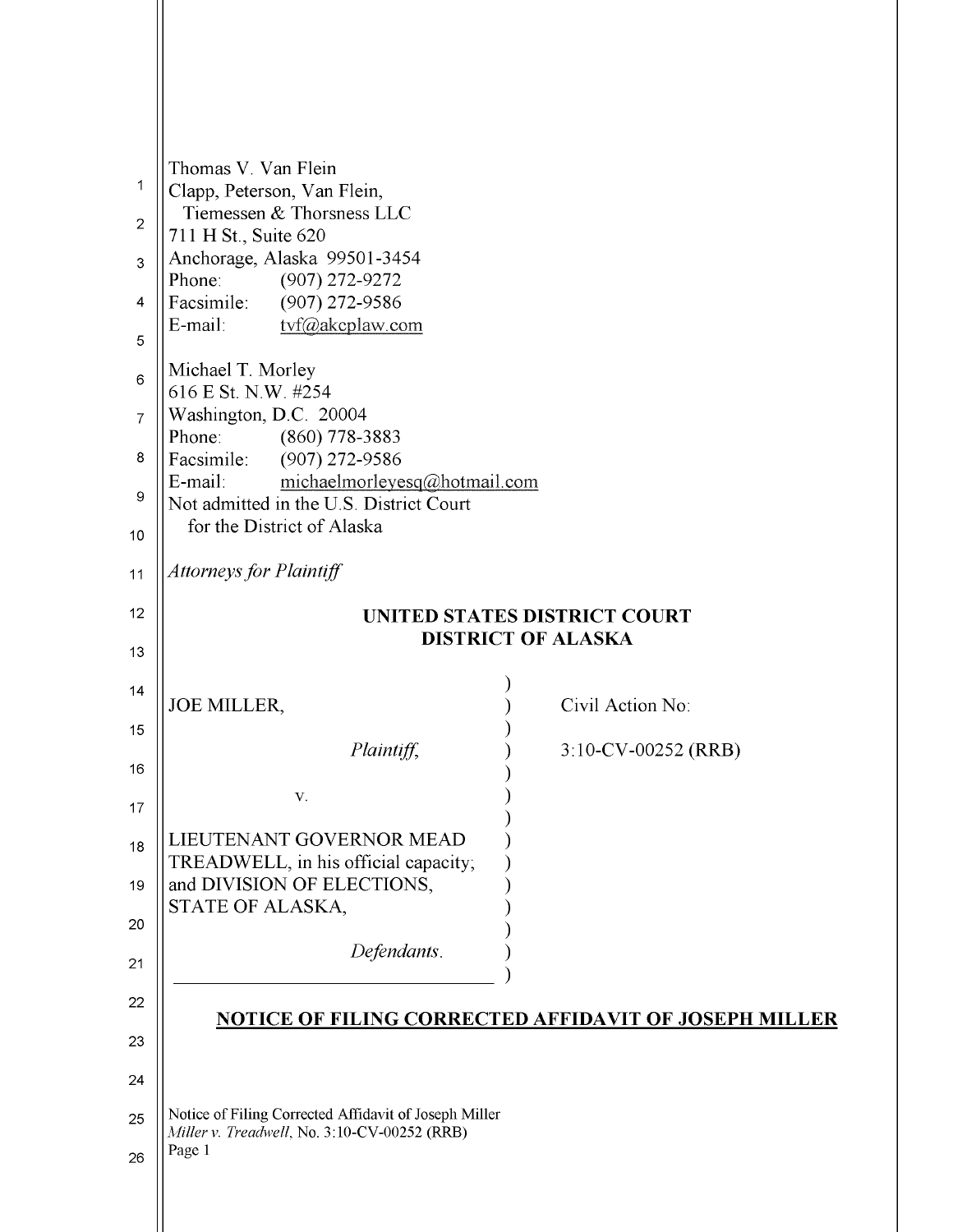Thomas V. Van Flein
Clapp, Peterson, Van Flein,
Tiemessen & Thorsness LLC
711 H St., Suite 620
Anchorage, Alaska 99501-3454
Phone: (907) 272-9272
Facsimile: (907) 272-9586
E-mail: tvf@akcplaw.com

Michael T. Morley
616 E St. N.W. #254
Washington, D.C. 20004
Phone: (860) 778-3883
Facsimile: (907) 272-9586
E-mail: michaelmorleyesq@hotmail.com
Not admitted in the U.S. District Court
for the District of Alaska

*Attorneys for Plaintiff*

**UNITED STATES DISTRICT COURT**
**DISTRICT OF ALASKA**

| | |
|---|---|
| JOE MILLER,<br><br>*Plaintiff*,<br><br>v.<br><br>LIEUTENANT GOVERNOR MEAD TREADWELL, in his official capacity; and DIVISION OF ELECTIONS, STATE OF ALASKA,<br><br>*Defendants*. | Civil Action No:<br><br>3:10-CV-00252 (RRB) |

**NOTICE OF FILING CORRECTED AFFIDAVIT OF JOSEPH MILLER**

Notice of Filing Corrected Affidavit of Joseph Miller
*Miller v. Treadwell*, No. 3:10-CV-00252 (RRB)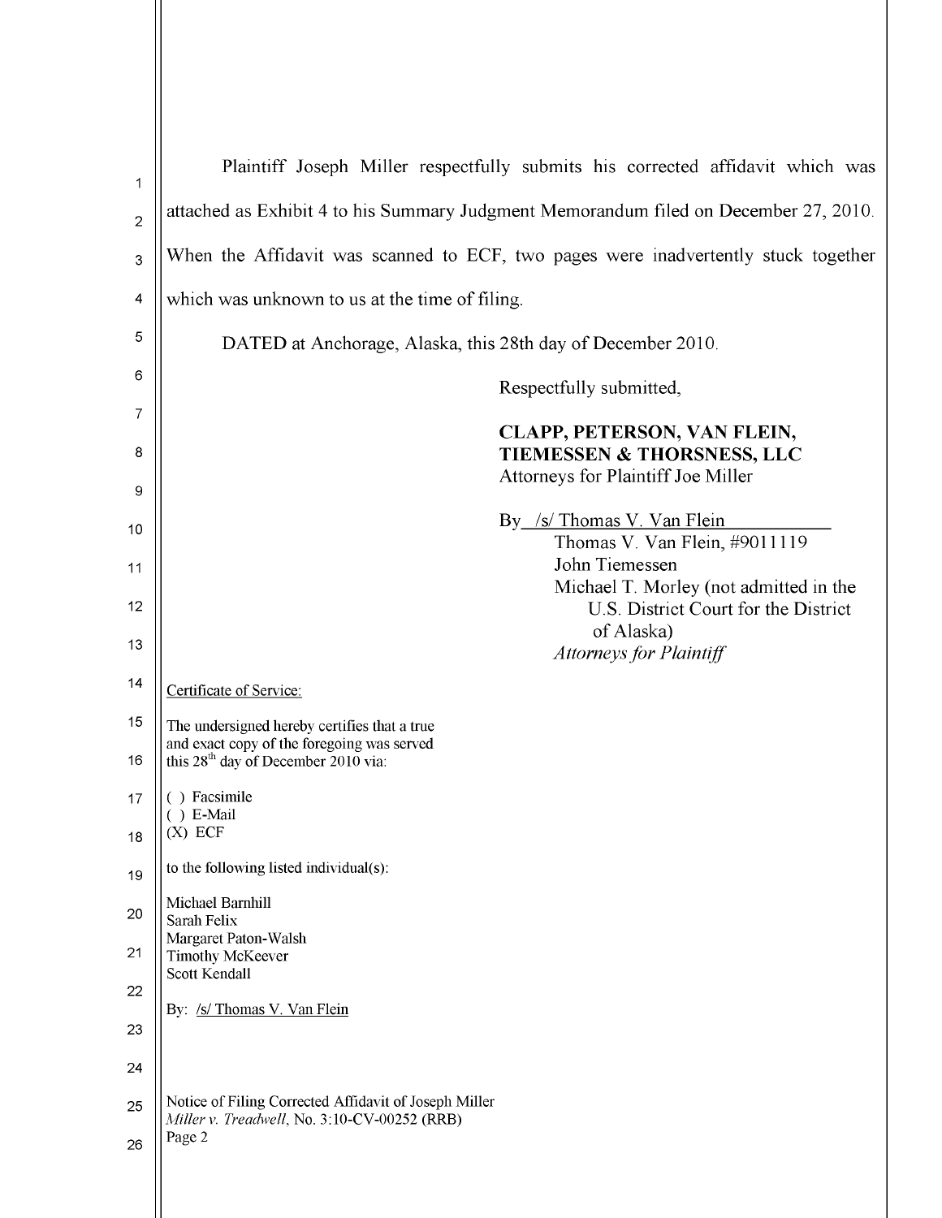Plaintiff Joseph Miller respectfully submits his corrected affidavit which was attached as Exhibit 4 to his Summary Judgment Memorandum filed on December 27, 2010. When the Affidavit was scanned to ECF, two pages were inadvertently stuck together which was unknown to us at the time of filing.

DATED at Anchorage, Alaska, this 28th day of December 2010.

Respectfully submitted,

**CLAPP, PETERSON, VAN FLEIN, TIEMESSEN & THORSNESS, LLC**
Attorneys for Plaintiff Joe Miller

By /s/ Thomas V. Van Flein
Thomas V. Van Flein, #9011119
John Tiemessen
Michael T. Morley (not admitted in the U.S. District Court for the District of Alaska)
*Attorneys for Plaintiff*

Certificate of Service:

The undersigned hereby certifies that a true and exact copy of the foregoing was served this 28th day of December 2010 via:

( ) Facsimile
( ) E-Mail
(X) ECF

to the following listed individual(s):

Michael Barnhill
Sarah Felix
Margaret Paton-Walsh
Timothy McKeever
Scott Kendall

By: /s/ Thomas V. Van Flein

Notice of Filing Corrected Affidavit of Joseph Miller
*Miller v. Treadwell*, No. 3:10-CV-00252 (RRB)